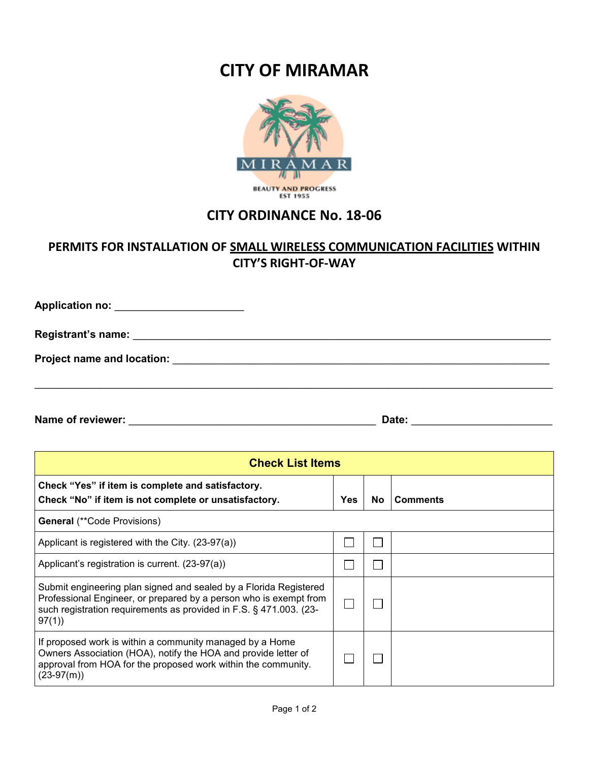# CITY OF MIRAMAR

## CITY ORDINANCE No. 18-06

### PERMITS FOR INSTALLATION OF SMALL WIRELESS COMMUNICATION FACILITIES WITHIN CITY'S RIGHT-OF-WAY

**Application no:** ______________________

**Registrant's name:** ______________________________________________________________________

**Project name and location:** ______________________________________________________________

______________________________________________________________________________________

**Name of reviewer:** __________________________________________ **Date:** _______________________

| Check List Items | | | |
|---|---|---|---|
| **Check "Yes" if item is complete and satisfactory.**<br>**Check "No" if item is not complete or unsatisfactory.** | **Yes** | **No** | **Comments** |
| **General** (**Code Provisions) | | | |
| Applicant is registered with the City. (23-97(a)) | ☐ | ☐ | |
| Applicant's registration is current. (23-97(a)) | ☐ | ☐ | |
| Submit engineering plan signed and sealed by a Florida Registered Professional Engineer, or prepared by a person who is exempt from such registration requirements as provided in F.S. § 471.003. (23-97(1)) | ☐ | ☐ | |
| If proposed work is within a community managed by a Home Owners Association (HOA), notify the HOA and provide letter of approval from HOA for the proposed work within the community. (23-97(m)) | ☐ | ☐ | |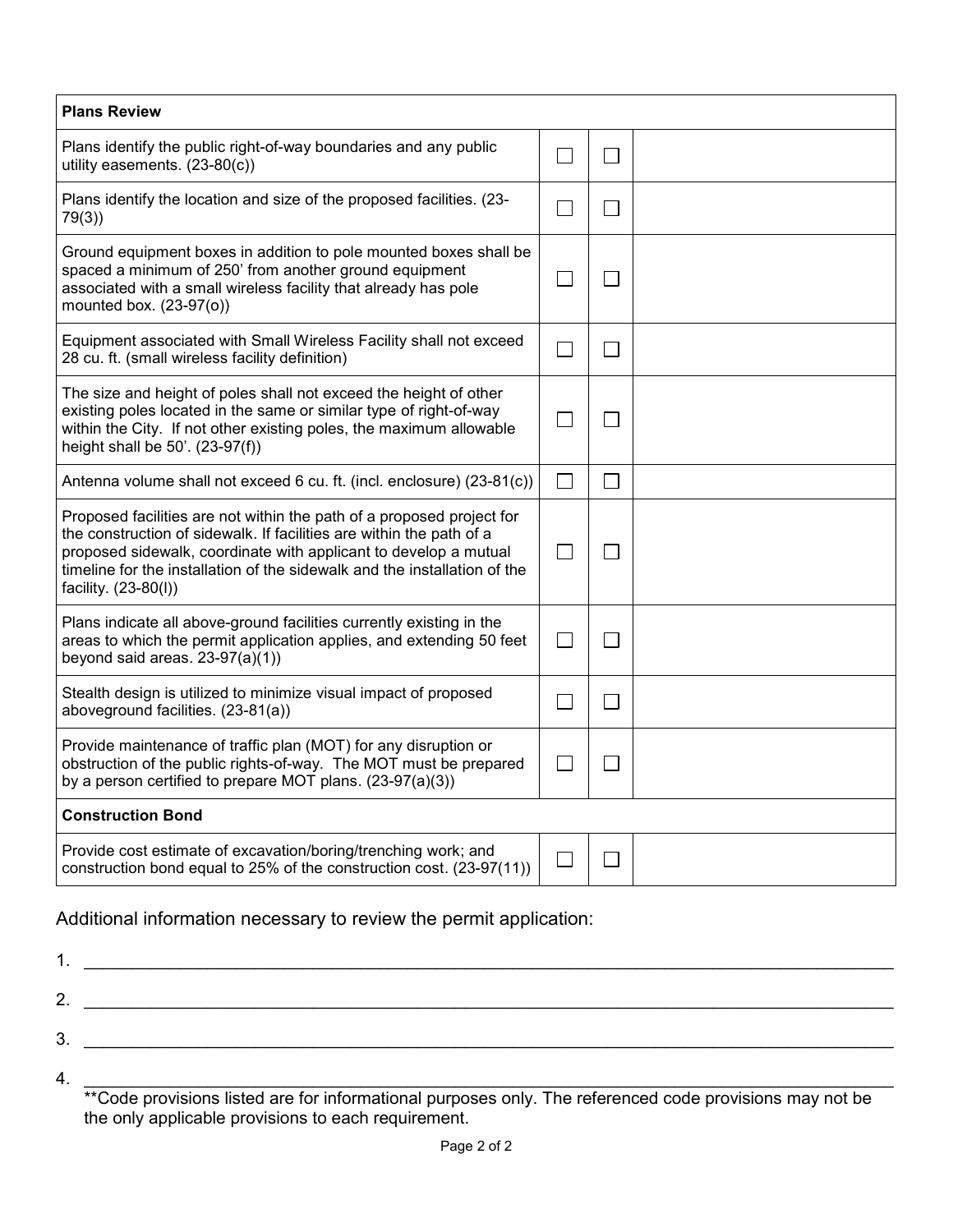| Plans Review | | | |
|---|---|---|---|
| Plans identify the public right-of-way boundaries and any public utility easements. (23-80(c)) | ☐ | ☐ | |
| Plans identify the location and size of the proposed facilities. (23-79(3)) | ☐ | ☐ | |
| Ground equipment boxes in addition to pole mounted boxes shall be spaced a minimum of 250' from another ground equipment associated with a small wireless facility that already has pole mounted box. (23-97(o)) | ☐ | ☐ | |
| Equipment associated with Small Wireless Facility shall not exceed 28 cu. ft. (small wireless facility definition) | ☐ | ☐ | |
| The size and height of poles shall not exceed the height of other existing poles located in the same or similar type of right-of-way within the City. If not other existing poles, the maximum allowable height shall be 50'. (23-97(f)) | ☐ | ☐ | |
| Antenna volume shall not exceed 6 cu. ft. (incl. enclosure) (23-81(c)) | ☐ | ☐ | |
| Proposed facilities are not within the path of a proposed project for the construction of sidewalk. If facilities are within the path of a proposed sidewalk, coordinate with applicant to develop a mutual timeline for the installation of the sidewalk and the installation of the facility. (23-80(l)) | ☐ | ☐ | |
| Plans indicate all above-ground facilities currently existing in the areas to which the permit application applies, and extending 50 feet beyond said areas. 23-97(a)(1)) | ☐ | ☐ | |
| Stealth design is utilized to minimize visual impact of proposed aboveground facilities. (23-81(a)) | ☐ | ☐ | |
| Provide maintenance of traffic plan (MOT) for any disruption or obstruction of the public rights-of-way. The MOT must be prepared by a person certified to prepare MOT plans. (23-97(a)(3)) | ☐ | ☐ | |
| **Construction Bond** | | | |
| Provide cost estimate of excavation/boring/trenching work; and construction bond equal to 25% of the construction cost. (23-97(11)) | ☐ | ☐ | |

Additional information necessary to review the permit application:

1. \_\_\_\_\_\_\_\_\_\_\_\_\_\_\_\_\_\_\_\_\_\_\_\_\_\_\_\_\_\_\_\_\_\_\_\_\_\_\_\_\_\_\_\_

2. \_\_\_\_\_\_\_\_\_\_\_\_\_\_\_\_\_\_\_\_\_\_\_\_\_\_\_\_\_\_\_\_\_\_\_\_\_\_\_\_\_\_\_\_

3. \_\_\_\_\_\_\_\_\_\_\_\_\_\_\_\_\_\_\_\_\_\_\_\_\_\_\_\_\_\_\_\_\_\_\_\_\_\_\_\_\_\_\_\_

4. \_\_\_\_\_\_\_\_\_\_\_\_\_\_\_\_\_\_\_\_\_\_\_\_\_\_\_\_\_\_\_\_\_\_\_\_\_\_\_\_\_\_\_\_

**Code provisions listed are for informational purposes only. The referenced code provisions may not be the only applicable provisions to each requirement.